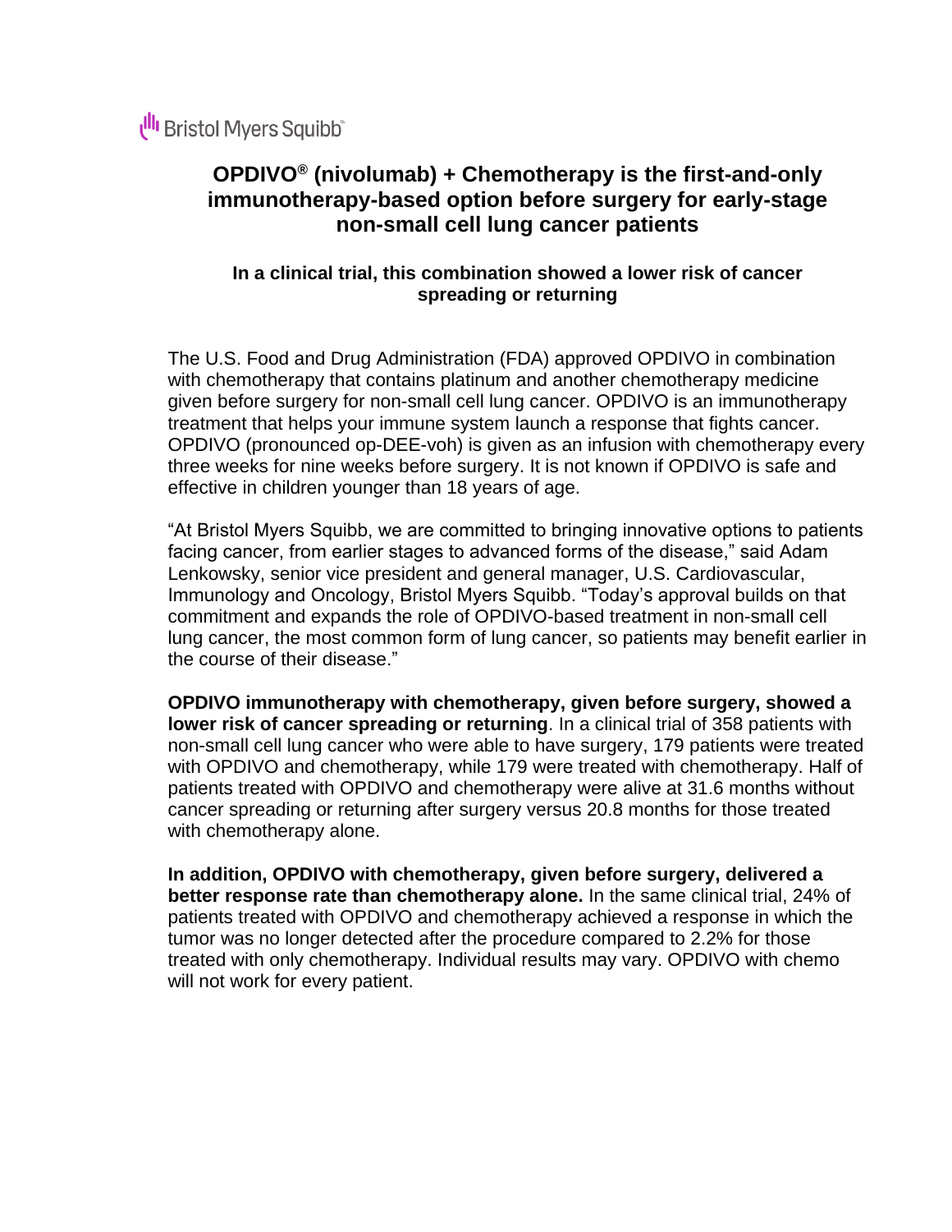Bristol Myers Squibb™

# OPDIVO® (nivolumab) + Chemotherapy is the first-and-only immunotherapy-based option before surgery for early-stage non-small cell lung cancer patients

## In a clinical trial, this combination showed a lower risk of cancer spreading or returning

The U.S. Food and Drug Administration (FDA) approved OPDIVO in combination with chemotherapy that contains platinum and another chemotherapy medicine given before surgery for non-small cell lung cancer. OPDIVO is an immunotherapy treatment that helps your immune system launch a response that fights cancer. OPDIVO (pronounced op-DEE-voh) is given as an infusion with chemotherapy every three weeks for nine weeks before surgery. It is not known if OPDIVO is safe and effective in children younger than 18 years of age.

"At Bristol Myers Squibb, we are committed to bringing innovative options to patients facing cancer, from earlier stages to advanced forms of the disease," said Adam Lenkowsky, senior vice president and general manager, U.S. Cardiovascular, Immunology and Oncology, Bristol Myers Squibb. "Today's approval builds on that commitment and expands the role of OPDIVO-based treatment in non-small cell lung cancer, the most common form of lung cancer, so patients may benefit earlier in the course of their disease."

**OPDIVO immunotherapy with chemotherapy, given before surgery, showed a lower risk of cancer spreading or returning**. In a clinical trial of 358 patients with non-small cell lung cancer who were able to have surgery, 179 patients were treated with OPDIVO and chemotherapy, while 179 were treated with chemotherapy. Half of patients treated with OPDIVO and chemotherapy were alive at 31.6 months without cancer spreading or returning after surgery versus 20.8 months for those treated with chemotherapy alone.

**In addition, OPDIVO with chemotherapy, given before surgery, delivered a better response rate than chemotherapy alone.** In the same clinical trial, 24% of patients treated with OPDIVO and chemotherapy achieved a response in which the tumor was no longer detected after the procedure compared to 2.2% for those treated with only chemotherapy. Individual results may vary. OPDIVO with chemo will not work for every patient.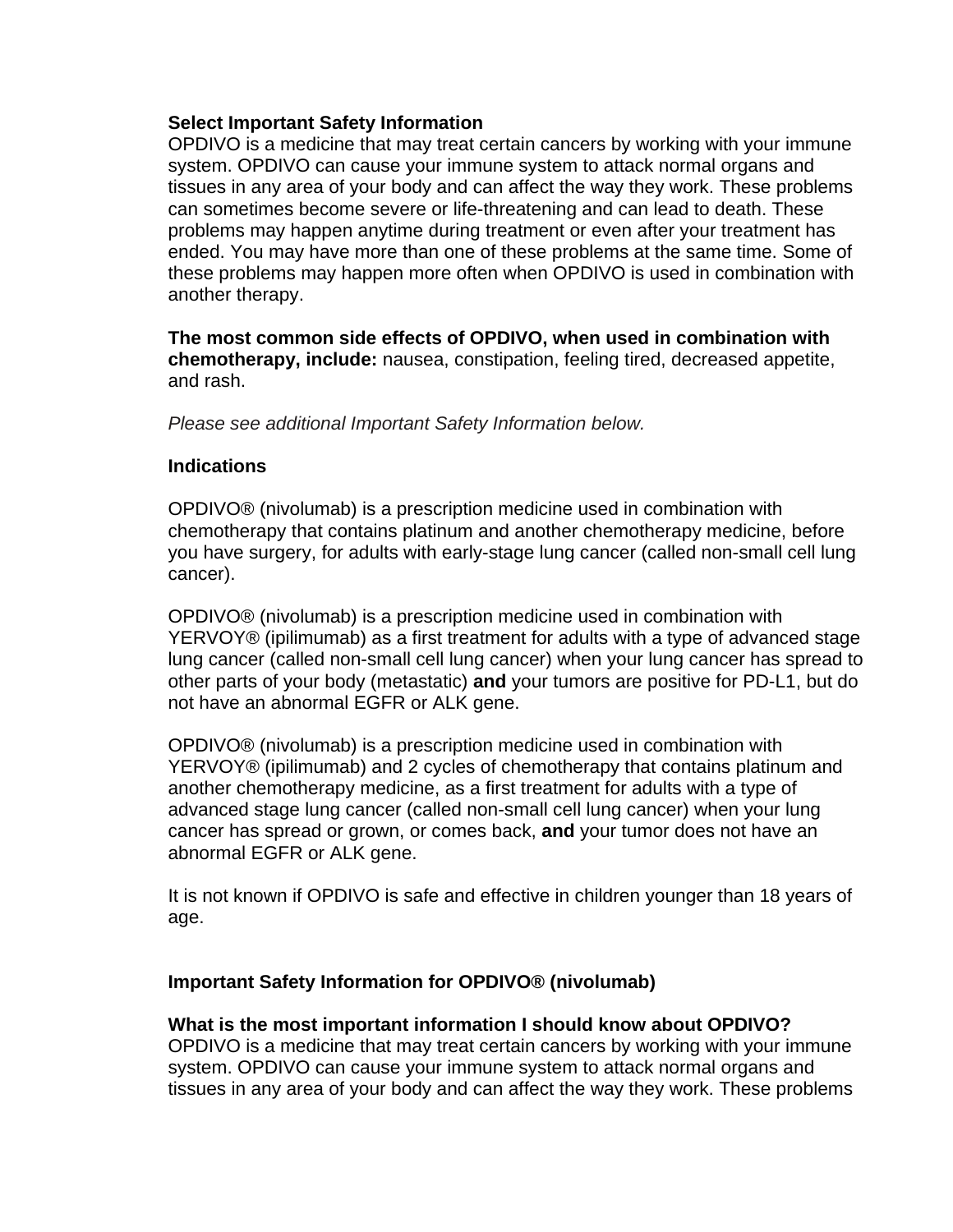**Select Important Safety Information**
OPDIVO is a medicine that may treat certain cancers by working with your immune system. OPDIVO can cause your immune system to attack normal organs and tissues in any area of your body and can affect the way they work. These problems can sometimes become severe or life-threatening and can lead to death. These problems may happen anytime during treatment or even after your treatment has ended. You may have more than one of these problems at the same time. Some of these problems may happen more often when OPDIVO is used in combination with another therapy.

**The most common side effects of OPDIVO, when used in combination with chemotherapy, include:** nausea, constipation, feeling tired, decreased appetite, and rash.

*Please see additional Important Safety Information below.*

**Indications**

OPDIVO® (nivolumab) is a prescription medicine used in combination with chemotherapy that contains platinum and another chemotherapy medicine, before you have surgery, for adults with early-stage lung cancer (called non-small cell lung cancer).

OPDIVO® (nivolumab) is a prescription medicine used in combination with YERVOY® (ipilimumab) as a first treatment for adults with a type of advanced stage lung cancer (called non-small cell lung cancer) when your lung cancer has spread to other parts of your body (metastatic) **and** your tumors are positive for PD-L1, but do not have an abnormal EGFR or ALK gene.

OPDIVO® (nivolumab) is a prescription medicine used in combination with YERVOY® (ipilimumab) and 2 cycles of chemotherapy that contains platinum and another chemotherapy medicine, as a first treatment for adults with a type of advanced stage lung cancer (called non-small cell lung cancer) when your lung cancer has spread or grown, or comes back, **and** your tumor does not have an abnormal EGFR or ALK gene.

It is not known if OPDIVO is safe and effective in children younger than 18 years of age.

**Important Safety Information for OPDIVO® (nivolumab)**

**What is the most important information I should know about OPDIVO?**
OPDIVO is a medicine that may treat certain cancers by working with your immune system. OPDIVO can cause your immune system to attack normal organs and tissues in any area of your body and can affect the way they work. These problems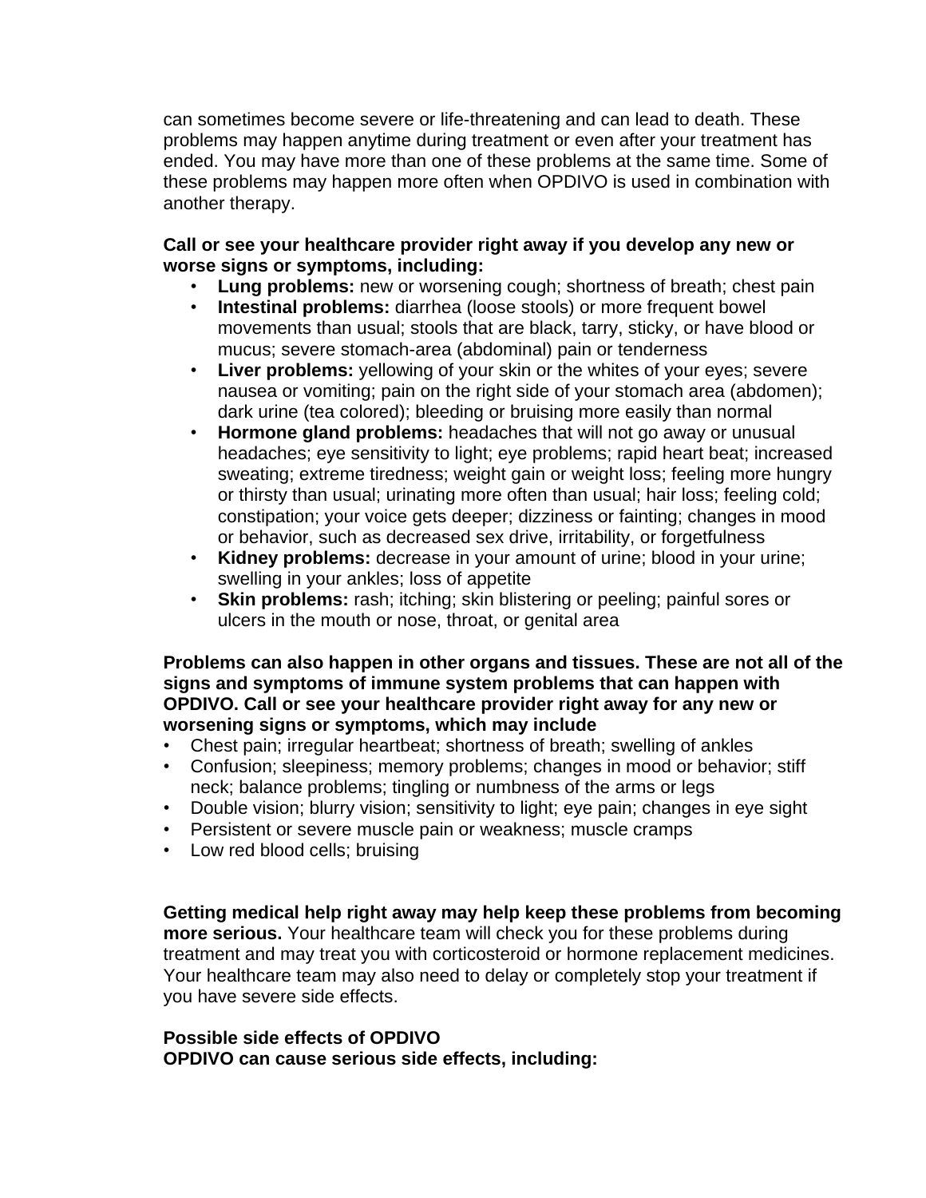can sometimes become severe or life-threatening and can lead to death. These problems may happen anytime during treatment or even after your treatment has ended. You may have more than one of these problems at the same time. Some of these problems may happen more often when OPDIVO is used in combination with another therapy.

**Call or see your healthcare provider right away if you develop any new or worse signs or symptoms, including:**

- **Lung problems:** new or worsening cough; shortness of breath; chest pain
- **Intestinal problems:** diarrhea (loose stools) or more frequent bowel movements than usual; stools that are black, tarry, sticky, or have blood or mucus; severe stomach-area (abdominal) pain or tenderness
- **Liver problems:** yellowing of your skin or the whites of your eyes; severe nausea or vomiting; pain on the right side of your stomach area (abdomen); dark urine (tea colored); bleeding or bruising more easily than normal
- **Hormone gland problems:** headaches that will not go away or unusual headaches; eye sensitivity to light; eye problems; rapid heart beat; increased sweating; extreme tiredness; weight gain or weight loss; feeling more hungry or thirsty than usual; urinating more often than usual; hair loss; feeling cold; constipation; your voice gets deeper; dizziness or fainting; changes in mood or behavior, such as decreased sex drive, irritability, or forgetfulness
- **Kidney problems:** decrease in your amount of urine; blood in your urine; swelling in your ankles; loss of appetite
- **Skin problems:** rash; itching; skin blistering or peeling; painful sores or ulcers in the mouth or nose, throat, or genital area

**Problems can also happen in other organs and tissues. These are not all of the signs and symptoms of immune system problems that can happen with OPDIVO. Call or see your healthcare provider right away for any new or worsening signs or symptoms, which may include**

- Chest pain; irregular heartbeat; shortness of breath; swelling of ankles
- Confusion; sleepiness; memory problems; changes in mood or behavior; stiff neck; balance problems; tingling or numbness of the arms or legs
- Double vision; blurry vision; sensitivity to light; eye pain; changes in eye sight
- Persistent or severe muscle pain or weakness; muscle cramps
- Low red blood cells; bruising

**Getting medical help right away may help keep these problems from becoming more serious.** Your healthcare team will check you for these problems during treatment and may treat you with corticosteroid or hormone replacement medicines. Your healthcare team may also need to delay or completely stop your treatment if you have severe side effects.

**Possible side effects of OPDIVO**
**OPDIVO can cause serious side effects, including:**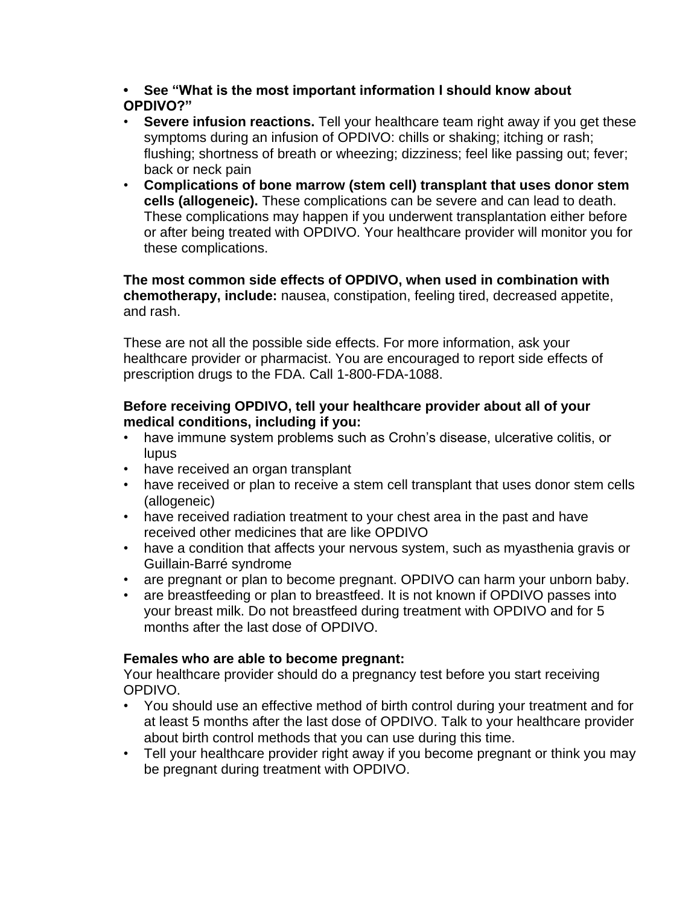- **See "What is the most important information I should know about OPDIVO?"**
- **Severe infusion reactions.** Tell your healthcare team right away if you get these symptoms during an infusion of OPDIVO: chills or shaking; itching or rash; flushing; shortness of breath or wheezing; dizziness; feel like passing out; fever; back or neck pain
- **Complications of bone marrow (stem cell) transplant that uses donor stem cells (allogeneic).** These complications can be severe and can lead to death. These complications may happen if you underwent transplantation either before or after being treated with OPDIVO. Your healthcare provider will monitor you for these complications.

**The most common side effects of OPDIVO, when used in combination with chemotherapy, include:** nausea, constipation, feeling tired, decreased appetite, and rash.

These are not all the possible side effects. For more information, ask your healthcare provider or pharmacist. You are encouraged to report side effects of prescription drugs to the FDA. Call 1-800-FDA-1088.

**Before receiving OPDIVO, tell your healthcare provider about all of your medical conditions, including if you:**

- have immune system problems such as Crohn's disease, ulcerative colitis, or lupus
- have received an organ transplant
- have received or plan to receive a stem cell transplant that uses donor stem cells (allogeneic)
- have received radiation treatment to your chest area in the past and have received other medicines that are like OPDIVO
- have a condition that affects your nervous system, such as myasthenia gravis or Guillain-Barré syndrome
- are pregnant or plan to become pregnant. OPDIVO can harm your unborn baby.
- are breastfeeding or plan to breastfeed. It is not known if OPDIVO passes into your breast milk. Do not breastfeed during treatment with OPDIVO and for 5 months after the last dose of OPDIVO.

**Females who are able to become pregnant:**
Your healthcare provider should do a pregnancy test before you start receiving OPDIVO.

- You should use an effective method of birth control during your treatment and for at least 5 months after the last dose of OPDIVO. Talk to your healthcare provider about birth control methods that you can use during this time.
- Tell your healthcare provider right away if you become pregnant or think you may be pregnant during treatment with OPDIVO.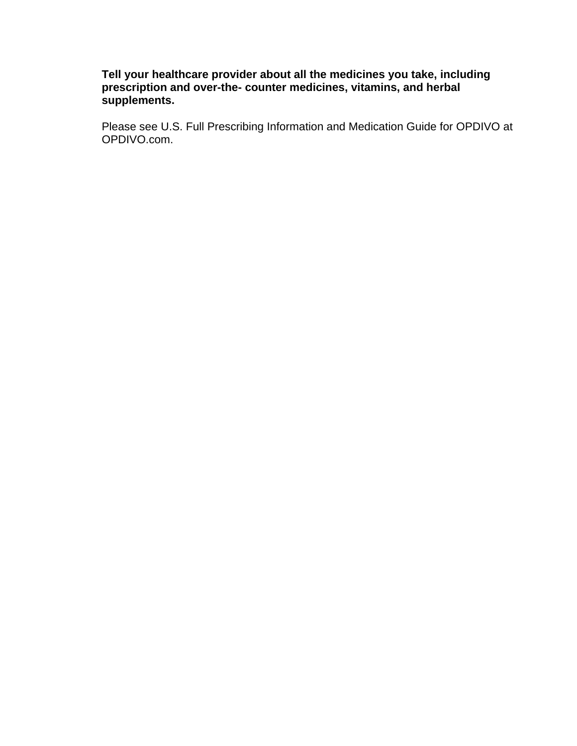**Tell your healthcare provider about all the medicines you take, including prescription and over-the- counter medicines, vitamins, and herbal supplements.**

Please see U.S. Full Prescribing Information and Medication Guide for OPDIVO at OPDIVO.com.